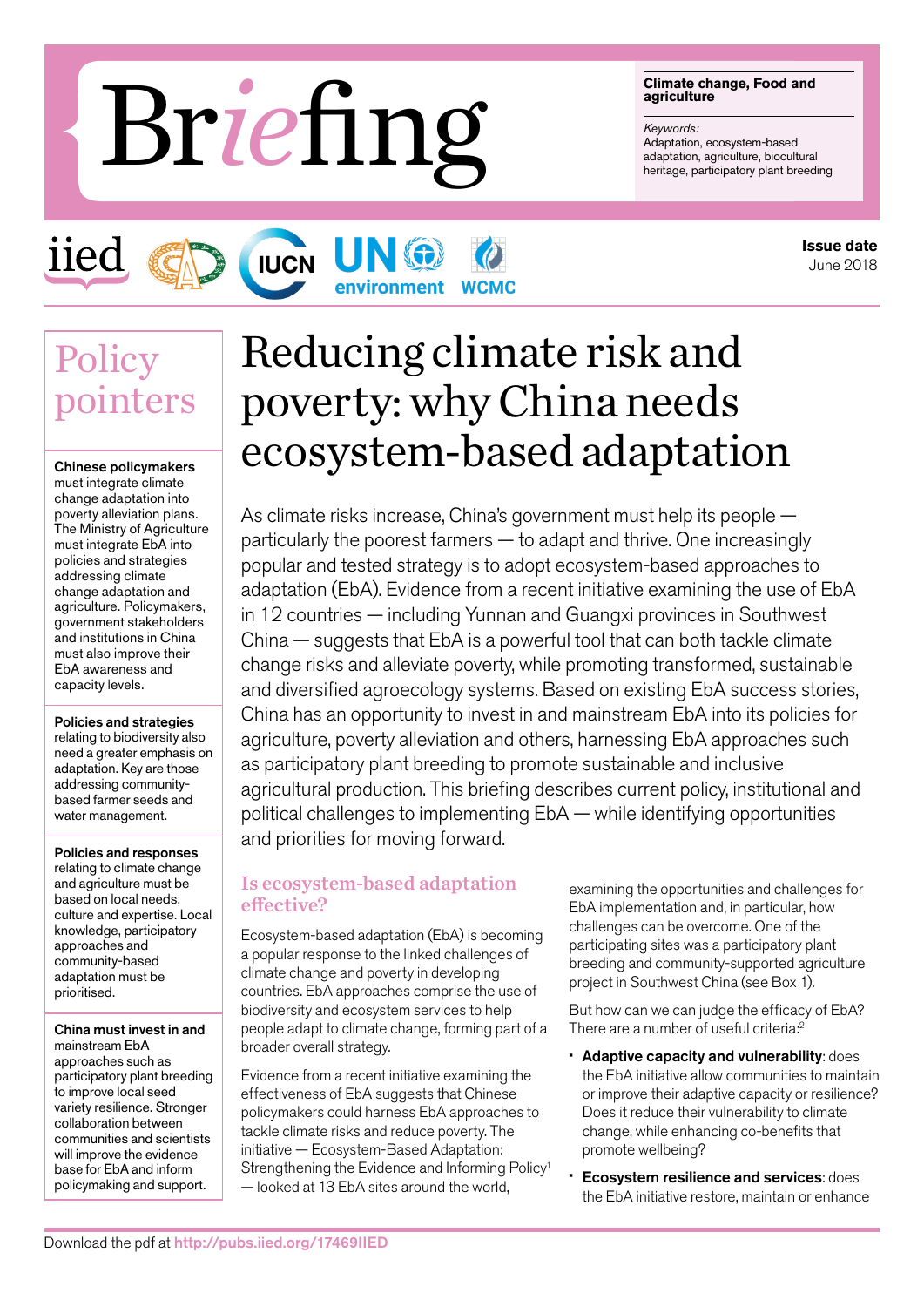# Briefing

**Climate change, Food and agriculture**

*Keywords:*
Adaptation, ecosystem-based adaptation, agriculture, biocultural heritage, participatory plant breeding

**Issue date**
June 2018

## Policy pointers

**Chinese policymakers** must integrate climate change adaptation into poverty alleviation plans. The Ministry of Agriculture must integrate EbA into policies and strategies addressing climate change adaptation and agriculture. Policymakers, government stakeholders and institutions in China must also improve their EbA awareness and capacity levels.

**Policies and strategies** relating to biodiversity also need a greater emphasis on adaptation. Key are those addressing community-based farmer seeds and water management.

**Policies and responses** relating to climate change and agriculture must be based on local needs, culture and expertise. Local knowledge, participatory approaches and community-based adaptation must be prioritised.

**China must invest in and** mainstream EbA approaches such as participatory plant breeding to improve local seed variety resilience. Stronger collaboration between communities and scientists will improve the evidence base for EbA and inform policymaking and support.

# Reducing climate risk and poverty: why China needs ecosystem-based adaptation

As climate risks increase, China's government must help its people — particularly the poorest farmers — to adapt and thrive. One increasingly popular and tested strategy is to adopt ecosystem-based approaches to adaptation (EbA). Evidence from a recent initiative examining the use of EbA in 12 countries — including Yunnan and Guangxi provinces in Southwest China — suggests that EbA is a powerful tool that can both tackle climate change risks and alleviate poverty, while promoting transformed, sustainable and diversified agroecology systems. Based on existing EbA success stories, China has an opportunity to invest in and mainstream EbA into its policies for agriculture, poverty alleviation and others, harnessing EbA approaches such as participatory plant breeding to promote sustainable and inclusive agricultural production. This briefing describes current policy, institutional and political challenges to implementing EbA — while identifying opportunities and priorities for moving forward.

## Is ecosystem-based adaptation effective?

Ecosystem-based adaptation (EbA) is becoming a popular response to the linked challenges of climate change and poverty in developing countries. EbA approaches comprise the use of biodiversity and ecosystem services to help people adapt to climate change, forming part of a broader overall strategy.

Evidence from a recent initiative examining the effectiveness of EbA suggests that Chinese policymakers could harness EbA approaches to tackle climate risks and reduce poverty. The initiative — Ecosystem-Based Adaptation: Strengthening the Evidence and Informing Policy[1] — looked at 13 EbA sites around the world, examining the opportunities and challenges for EbA implementation and, in particular, how challenges can be overcome. One of the participating sites was a participatory plant breeding and community-supported agriculture project in Southwest China (see Box 1).

But how can we can judge the efficacy of EbA? There are a number of useful criteria:[2]

- **Adaptive capacity and vulnerability**: does the EbA initiative allow communities to maintain or improve their adaptive capacity or resilience? Does it reduce their vulnerability to climate change, while enhancing co-benefits that promote wellbeing?
- **Ecosystem resilience and services**: does the EbA initiative restore, maintain or enhance

Download the pdf at http://pubs.iied.org/17469IIED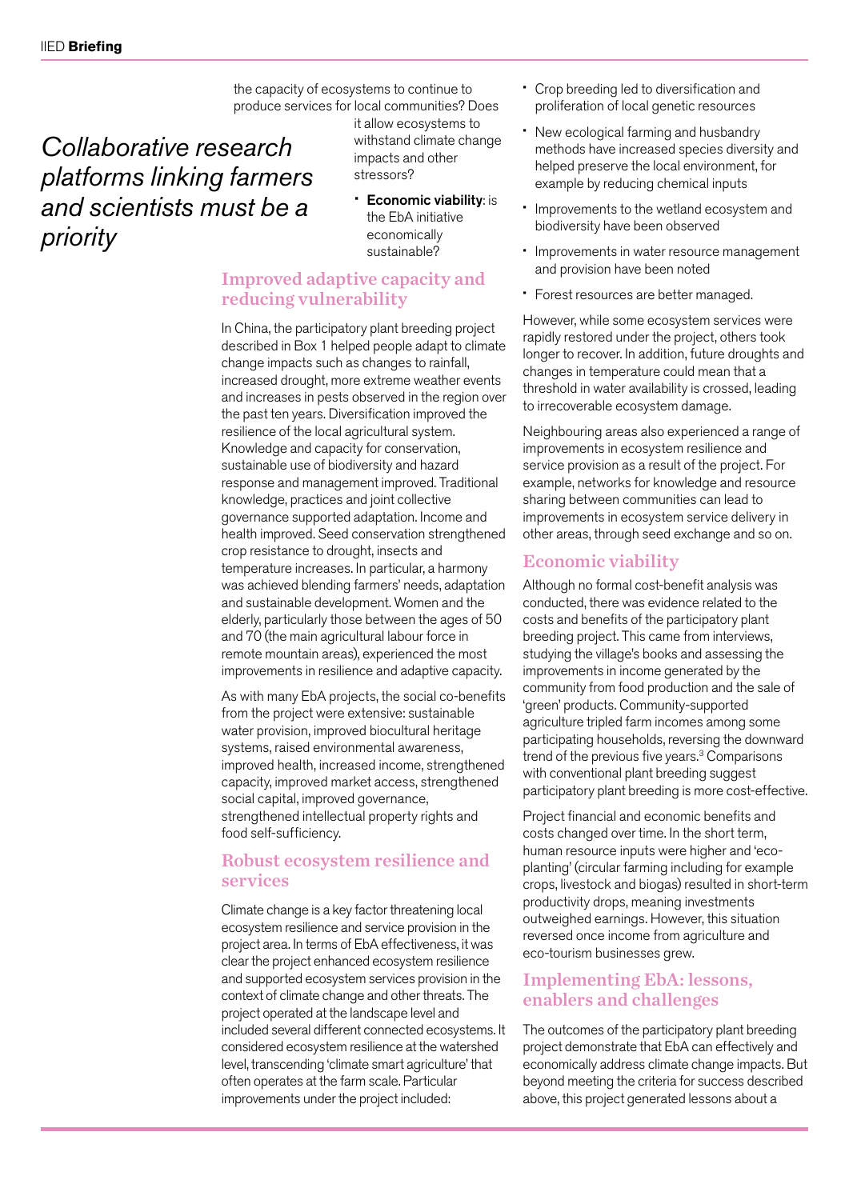the capacity of ecosystems to continue to produce services for local communities? Does it allow ecosystems to withstand climate change impacts and other stressors?

- **Economic viability**: is the EbA initiative economically sustainable?

*Collaborative research platforms linking farmers and scientists must be a priority*

## Improved adaptive capacity and reducing vulnerability

In China, the participatory plant breeding project described in Box 1 helped people adapt to climate change impacts such as changes to rainfall, increased drought, more extreme weather events and increases in pests observed in the region over the past ten years. Diversification improved the resilience of the local agricultural system. Knowledge and capacity for conservation, sustainable use of biodiversity and hazard response and management improved. Traditional knowledge, practices and joint collective governance supported adaptation. Income and health improved. Seed conservation strengthened crop resistance to drought, insects and temperature increases. In particular, a harmony was achieved blending farmers' needs, adaptation and sustainable development. Women and the elderly, particularly those between the ages of 50 and 70 (the main agricultural labour force in remote mountain areas), experienced the most improvements in resilience and adaptive capacity.

As with many EbA projects, the social co-benefits from the project were extensive: sustainable water provision, improved biocultural heritage systems, raised environmental awareness, improved health, increased income, strengthened capacity, improved market access, strengthened social capital, improved governance, strengthened intellectual property rights and food self-sufficiency.

## Robust ecosystem resilience and services

Climate change is a key factor threatening local ecosystem resilience and service provision in the project area. In terms of EbA effectiveness, it was clear the project enhanced ecosystem resilience and supported ecosystem services provision in the context of climate change and other threats. The project operated at the landscape level and included several different connected ecosystems. It considered ecosystem resilience at the watershed level, transcending 'climate smart agriculture' that often operates at the farm scale. Particular improvements under the project included:

- Crop breeding led to diversification and proliferation of local genetic resources
- New ecological farming and husbandry methods have increased species diversity and helped preserve the local environment, for example by reducing chemical inputs
- Improvements to the wetland ecosystem and biodiversity have been observed
- Improvements in water resource management and provision have been noted
- Forest resources are better managed.

However, while some ecosystem services were rapidly restored under the project, others took longer to recover. In addition, future droughts and changes in temperature could mean that a threshold in water availability is crossed, leading to irrecoverable ecosystem damage.

Neighbouring areas also experienced a range of improvements in ecosystem resilience and service provision as a result of the project. For example, networks for knowledge and resource sharing between communities can lead to improvements in ecosystem service delivery in other areas, through seed exchange and so on.

## Economic viability

Although no formal cost-benefit analysis was conducted, there was evidence related to the costs and benefits of the participatory plant breeding project. This came from interviews, studying the village's books and assessing the improvements in income generated by the community from food production and the sale of 'green' products. Community-supported agriculture tripled farm incomes among some participating households, reversing the downward trend of the previous five years.[3] Comparisons with conventional plant breeding suggest participatory plant breeding is more cost-effective.

Project financial and economic benefits and costs changed over time. In the short term, human resource inputs were higher and 'eco-planting' (circular farming including for example crops, livestock and biogas) resulted in short-term productivity drops, meaning investments outweighed earnings. However, this situation reversed once income from agriculture and eco-tourism businesses grew.

## Implementing EbA: lessons, enablers and challenges

The outcomes of the participatory plant breeding project demonstrate that EbA can effectively and economically address climate change impacts. But beyond meeting the criteria for success described above, this project generated lessons about a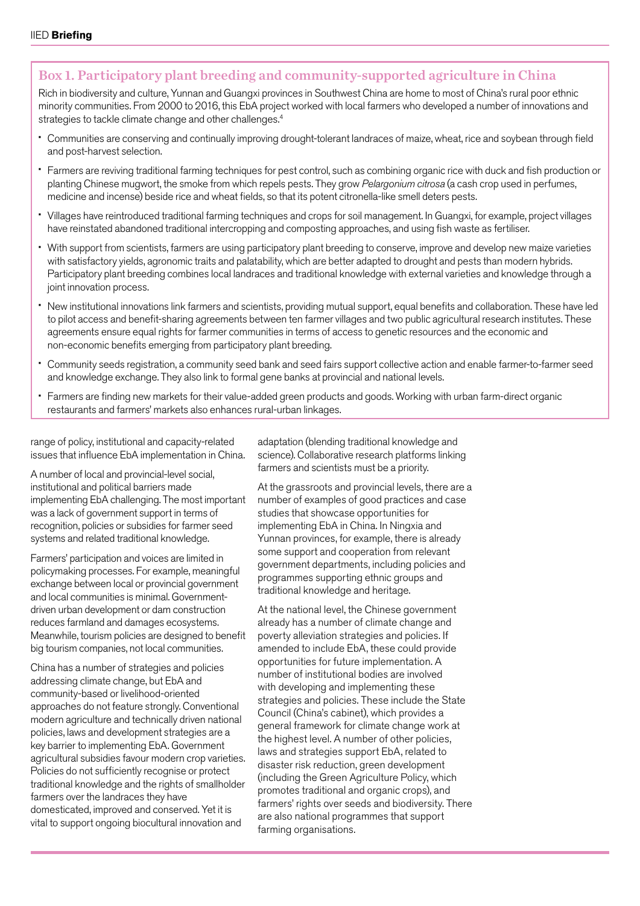### Box 1. Participatory plant breeding and community-supported agriculture in China

Rich in biodiversity and culture, Yunnan and Guangxi provinces in Southwest China are home to most of China's rural poor ethnic minority communities. From 2000 to 2016, this EbA project worked with local farmers who developed a number of innovations and strategies to tackle climate change and other challenges.[4]

- Communities are conserving and continually improving drought-tolerant landraces of maize, wheat, rice and soybean through field and post-harvest selection.
- Farmers are reviving traditional farming techniques for pest control, such as combining organic rice with duck and fish production or planting Chinese mugwort, the smoke from which repels pests. They grow *Pelargonium citrosa* (a cash crop used in perfumes, medicine and incense) beside rice and wheat fields, so that its potent citronella-like smell deters pests.
- Villages have reintroduced traditional farming techniques and crops for soil management. In Guangxi, for example, project villages have reinstated abandoned traditional intercropping and composting approaches, and using fish waste as fertiliser.
- With support from scientists, farmers are using participatory plant breeding to conserve, improve and develop new maize varieties with satisfactory yields, agronomic traits and palatability, which are better adapted to drought and pests than modern hybrids. Participatory plant breeding combines local landraces and traditional knowledge with external varieties and knowledge through a joint innovation process.
- New institutional innovations link farmers and scientists, providing mutual support, equal benefits and collaboration. These have led to pilot access and benefit-sharing agreements between ten farmer villages and two public agricultural research institutes. These agreements ensure equal rights for farmer communities in terms of access to genetic resources and the economic and non-economic benefits emerging from participatory plant breeding.
- Community seeds registration, a community seed bank and seed fairs support collective action and enable farmer-to-farmer seed and knowledge exchange. They also link to formal gene banks at provincial and national levels.
- Farmers are finding new markets for their value-added green products and goods. Working with urban farm-direct organic restaurants and farmers' markets also enhances rural-urban linkages.

range of policy, institutional and capacity-related issues that influence EbA implementation in China.

A number of local and provincial-level social, institutional and political barriers made implementing EbA challenging. The most important was a lack of government support in terms of recognition, policies or subsidies for farmer seed systems and related traditional knowledge.

Farmers' participation and voices are limited in policymaking processes. For example, meaningful exchange between local or provincial government and local communities is minimal. Government-driven urban development or dam construction reduces farmland and damages ecosystems. Meanwhile, tourism policies are designed to benefit big tourism companies, not local communities.

China has a number of strategies and policies addressing climate change, but EbA and community-based or livelihood-oriented approaches do not feature strongly. Conventional modern agriculture and technically driven national policies, laws and development strategies are a key barrier to implementing EbA. Government agricultural subsidies favour modern crop varieties. Policies do not sufficiently recognise or protect traditional knowledge and the rights of smallholder farmers over the landraces they have domesticated, improved and conserved. Yet it is vital to support ongoing biocultural innovation and adaptation (blending traditional knowledge and science). Collaborative research platforms linking farmers and scientists must be a priority.

At the grassroots and provincial levels, there are a number of examples of good practices and case studies that showcase opportunities for implementing EbA in China. In Ningxia and Yunnan provinces, for example, there is already some support and cooperation from relevant government departments, including policies and programmes supporting ethnic groups and traditional knowledge and heritage.

At the national level, the Chinese government already has a number of climate change and poverty alleviation strategies and policies. If amended to include EbA, these could provide opportunities for future implementation. A number of institutional bodies are involved with developing and implementing these strategies and policies. These include the State Council (China's cabinet), which provides a general framework for climate change work at the highest level. A number of other policies, laws and strategies support EbA, related to disaster risk reduction, green development (including the Green Agriculture Policy, which promotes traditional and organic crops), and farmers' rights over seeds and biodiversity. There are also national programmes that support farming organisations.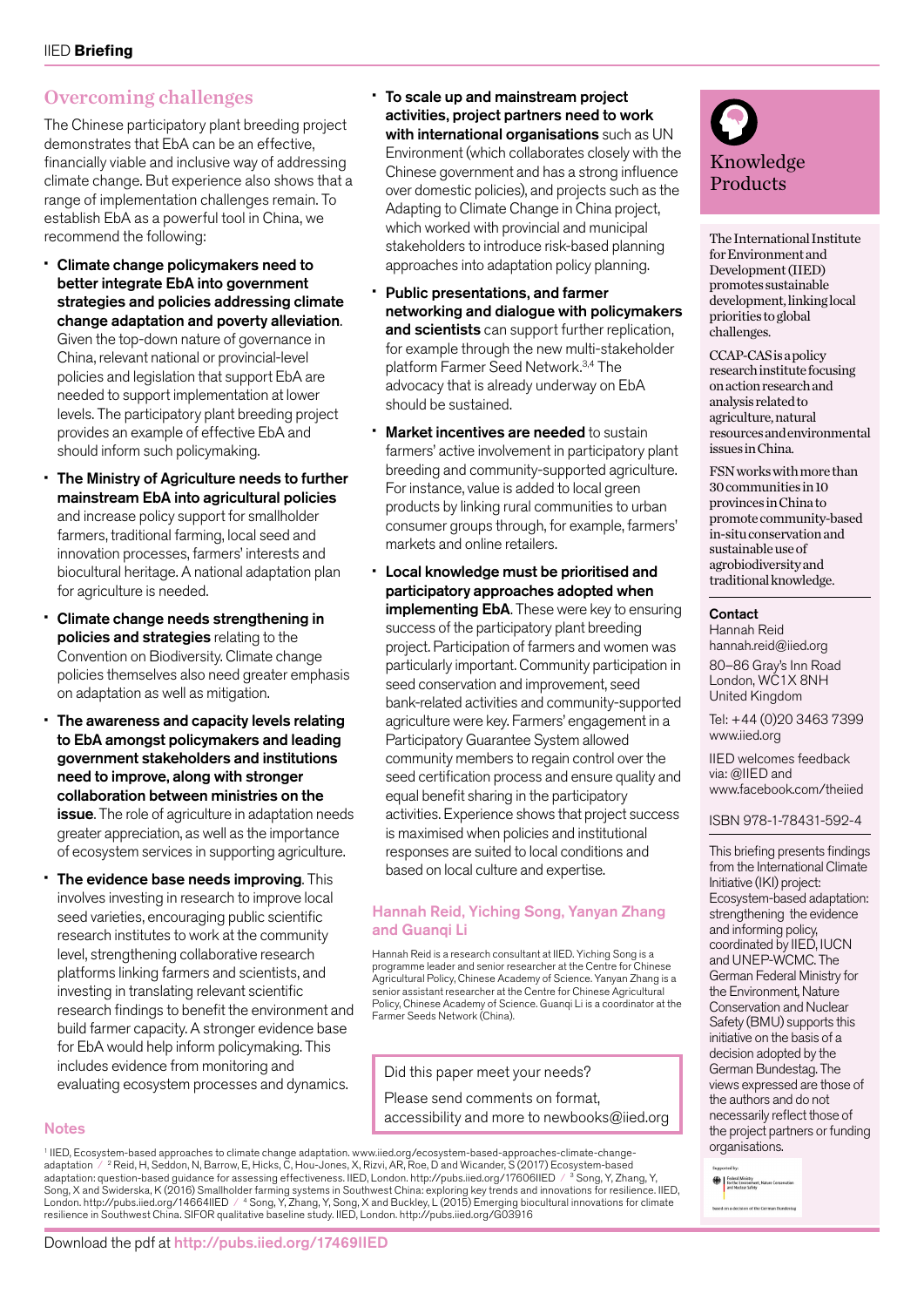## Overcoming challenges

The Chinese participatory plant breeding project demonstrates that EbA can be an effective, financially viable and inclusive way of addressing climate change. But experience also shows that a range of implementation challenges remain. To establish EbA as a powerful tool in China, we recommend the following:

- **Climate change policymakers need to better integrate EbA into government strategies and policies addressing climate change adaptation and poverty alleviation**. Given the top-down nature of governance in China, relevant national or provincial-level policies and legislation that support EbA are needed to support implementation at lower levels. The participatory plant breeding project provides an example of effective EbA and should inform such policymaking.
- **The Ministry of Agriculture needs to further mainstream EbA into agricultural policies** and increase policy support for smallholder farmers, traditional farming, local seed and innovation processes, farmers' interests and biocultural heritage. A national adaptation plan for agriculture is needed.
- **Climate change needs strengthening in policies and strategies** relating to the Convention on Biodiversity. Climate change policies themselves also need greater emphasis on adaptation as well as mitigation.
- **The awareness and capacity levels relating to EbA amongst policymakers and leading government stakeholders and institutions need to improve, along with stronger collaboration between ministries on the issue**. The role of agriculture in adaptation needs greater appreciation, as well as the importance of ecosystem services in supporting agriculture.
- **The evidence base needs improving**. This involves investing in research to improve local seed varieties, encouraging public scientific research institutes to work at the community level, strengthening collaborative research platforms linking farmers and scientists, and investing in translating relevant scientific research findings to benefit the environment and build farmer capacity. A stronger evidence base for EbA would help inform policymaking. This includes evidence from monitoring and evaluating ecosystem processes and dynamics.
- **To scale up and mainstream project activities, project partners need to work with international organisations** such as UN Environment (which collaborates closely with the Chinese government and has a strong influence over domestic policies), and projects such as the Adapting to Climate Change in China project, which worked with provincial and municipal stakeholders to introduce risk-based planning approaches into adaptation policy planning.
- **Public presentations, and farmer networking and dialogue with policymakers and scientists** can support further replication, for example through the new multi-stakeholder platform Farmer Seed Network.[3,4] The advocacy that is already underway on EbA should be sustained.
- **Market incentives are needed** to sustain farmers' active involvement in participatory plant breeding and community-supported agriculture. For instance, value is added to local green products by linking rural communities to urban consumer groups through, for example, farmers' markets and online retailers.
- **Local knowledge must be prioritised and participatory approaches adopted when implementing EbA**. These were key to ensuring success of the participatory plant breeding project. Participation of farmers and women was particularly important. Community participation in seed conservation and improvement, seed bank-related activities and community-supported agriculture were key. Farmers' engagement in a Participatory Guarantee System allowed community members to regain control over the seed certification process and ensure quality and equal benefit sharing in the participatory activities. Experience shows that project success is maximised when policies and institutional responses are suited to local conditions and based on local culture and expertise.

### Hannah Reid, Yiching Song, Yanyan Zhang and Guanqi Li

Hannah Reid is a research consultant at IIED. Yiching Song is a programme leader and senior researcher at the Centre for Chinese Agricultural Policy, Chinese Academy of Science. Yanyan Zhang is a senior assistant researcher at the Centre for Chinese Agricultural Policy, Chinese Academy of Science. Guanqi Li is a coordinator at the Farmer Seeds Network (China).

Did this paper meet your needs?

Please send comments on format, accessibility and more to newbooks@iied.org

## Knowledge Products

The International Institute for Environment and Development (IIED) promotes sustainable development, linking local priorities to global challenges.

CCAP-CAS is a policy research institute focusing on action research and analysis related to agriculture, natural resources and environmental issues in China.

FSN works with more than 30 communities in 10 provinces in China to promote community-based in-situ conservation and sustainable use of agrobiodiversity and traditional knowledge.

**Contact**
Hannah Reid
hannah.reid@iied.org

80–86 Gray's Inn Road
London, WC1X 8NH
United Kingdom

Tel: +44 (0)20 3463 7399
www.iied.org

IIED welcomes feedback via: @IIED and www.facebook.com/theiied

ISBN 978-1-78431-592-4

This briefing presents findings from the International Climate Initiative (IKI) project: Ecosystem-based adaptation: strengthening the evidence and informing policy, coordinated by IIED, IUCN and UNEP-WCMC. The German Federal Ministry for the Environment, Nature Conservation and Nuclear Safety (BMU) supports this initiative on the basis of a decision adopted by the German Bundestag. The views expressed are those of the authors and do not necessarily reflect those of the project partners or funding organisations.

## Notes

[1] IIED, Ecosystem-based approaches to climate change adaptation. www.iied.org/ecosystem-based-approaches-climate-change-adaptation / [2] Reid, H, Seddon, N, Barrow, E, Hicks, C, Hou-Jones, X, Rizvi, AR, Roe, D and Wicander, S (2017) Ecosystem-based adaptation: question-based guidance for assessing effectiveness. IIED, London. http://pubs.iied.org/17606IIED / [3] Song, Y, Zhang, Y, Song, X and Swiderska, K (2016) Smallholder farming systems in Southwest China: exploring key trends and innovations for resilience. IIED, London. http://pubs.iied.org/14664IIED / [4] Song, Y, Zhang, Y, Song, X and Buckley, L (2015) Emerging biocultural innovations for climate resilience in Southwest China. SIFOR qualitative baseline study. IIED, London. http://pubs.iied.org/G03916

Download the pdf at http://pubs.iied.org/17469IIED